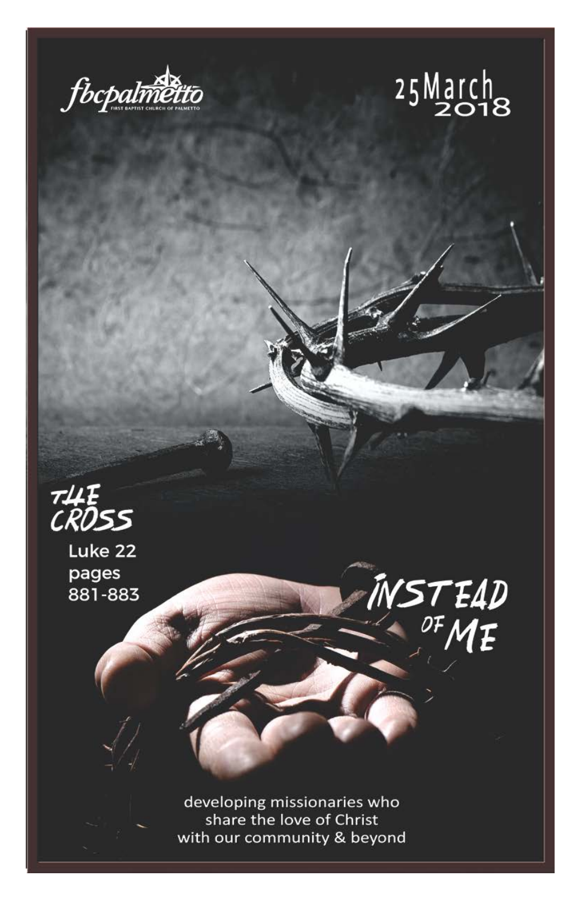fbcpalmetto

FIRST BAPTIST CHURCH OF PALMETTO

25 March 2018

# THE CROSS

Luke 22
pages
881-883

# INSTEAD OF ME

developing missionaries who
share the love of Christ
with our community & beyond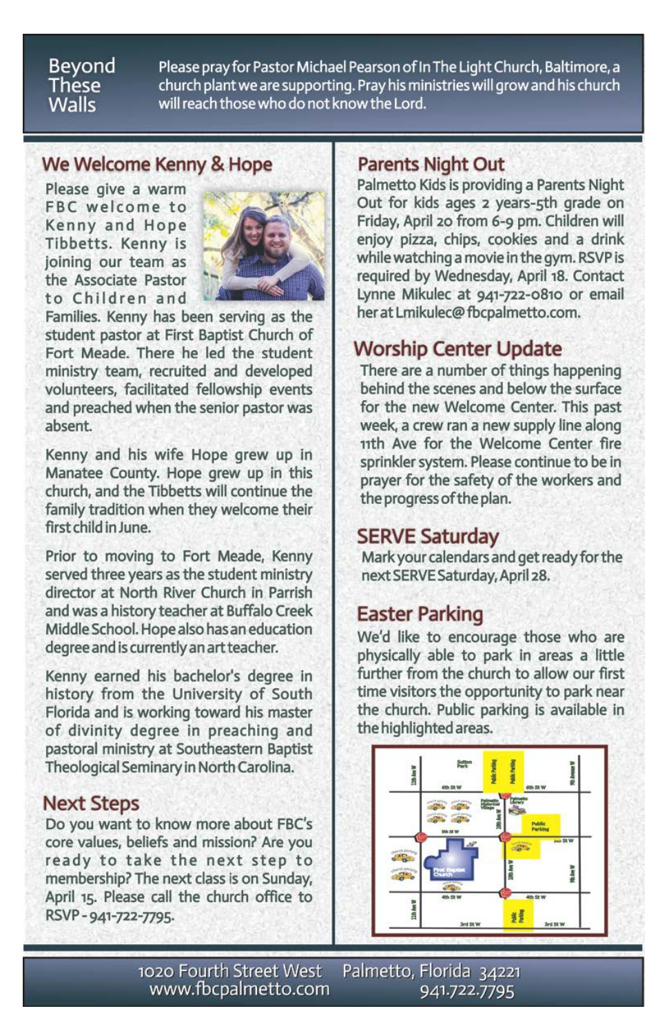## Beyond These Walls

Please pray for Pastor Michael Pearson of In The Light Church, Baltimore, a church plant we are supporting. Pray his ministries will grow and his church will reach those who do not know the Lord.

## We Welcome Kenny & Hope

Please give a warm FBC welcome to Kenny and Hope Tibbetts. Kenny is joining our team as the Associate Pastor to Children and Families. Kenny has been serving as the student pastor at First Baptist Church of Fort Meade. There he led the student ministry team, recruited and developed volunteers, facilitated fellowship events and preached when the senior pastor was absent.

Kenny and his wife Hope grew up in Manatee County. Hope grew up in this church, and the Tibbetts will continue the family tradition when they welcome their first child in June.

Prior to moving to Fort Meade, Kenny served three years as the student ministry director at North River Church in Parrish and was a history teacher at Buffalo Creek Middle School. Hope also has an education degree and is currently an art teacher.

Kenny earned his bachelor's degree in history from the University of South Florida and is working toward his master of divinity degree in preaching and pastoral ministry at Southeastern Baptist Theological Seminary in North Carolina.

## Next Steps

Do you want to know more about FBC's core values, beliefs and mission? Are you ready to take the next step to membership? The next class is on Sunday, April 15. Please call the church office to RSVP - 941-722-7795.

## Parents Night Out

Palmetto Kids is providing a Parents Night Out for kids ages 2 years-5th grade on Friday, April 20 from 6-9 pm. Children will enjoy pizza, chips, cookies and a drink while watching a movie in the gym. RSVP is required by Wednesday, April 18. Contact Lynne Mikulec at 941-722-0810 or email her at Lmikulec@fbcpalmetto.com.

## Worship Center Update

There are a number of things happening behind the scenes and below the surface for the new Welcome Center. This past week, a crew ran a new supply line along 11th Ave for the Welcome Center fire sprinkler system. Please continue to be in prayer for the safety of the workers and the progress of the plan.

## SERVE Saturday

Mark your calendars and get ready for the next SERVE Saturday, April 28.

## Easter Parking

We'd like to encourage those who are physically able to park in areas a little further from the church to allow our first time visitors the opportunity to park near the church. Public parking is available in the highlighted areas.

1020 Fourth Street West Palmetto, Florida 34221
www.fbcpalmetto.com 941.722.7795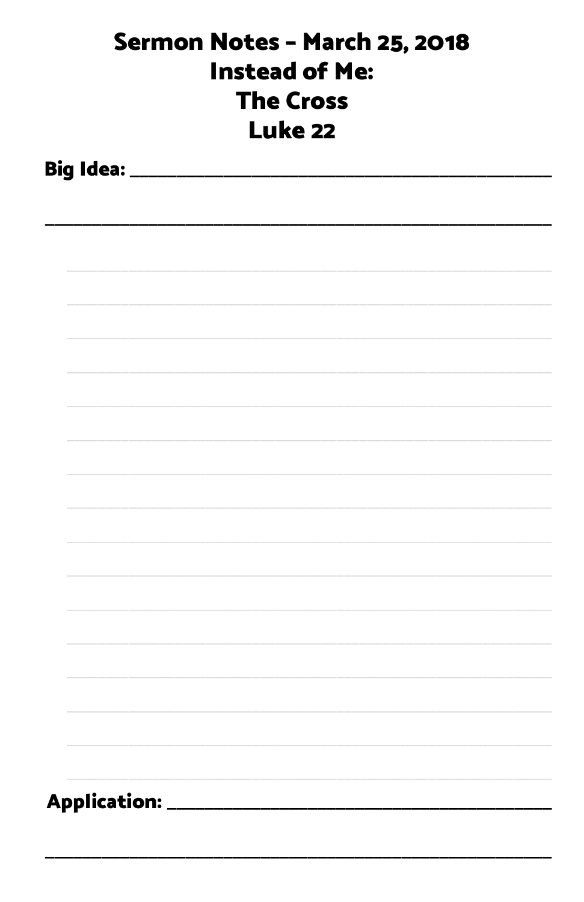# Sermon Notes - March 25, 2018
# Instead of Me:
# The Cross
# Luke 22

**Big Idea:** ______________________________________________

______________________________________________________

**Application:** ______________________________________________

______________________________________________________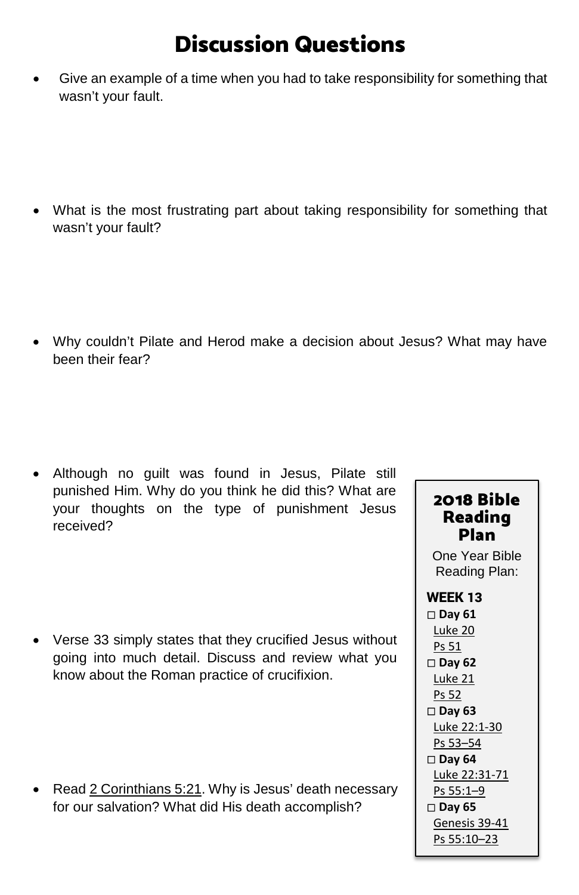# Discussion Questions

- Give an example of a time when you had to take responsibility for something that wasn't your fault.

- What is the most frustrating part about taking responsibility for something that wasn't your fault?

- Why couldn't Pilate and Herod make a decision about Jesus? What may have been their fear?

- Although no guilt was found in Jesus, Pilate still punished Him. Why do you think he did this? What are your thoughts on the type of punishment Jesus received?

- Verse 33 simply states that they crucified Jesus without going into much detail. Discuss and review what you know about the Roman practice of crucifixion.

- Read 2 Corinthians 5:21. Why is Jesus' death necessary for our salvation? What did His death accomplish?

## 2018 Bible Reading Plan

One Year Bible Reading Plan:

**WEEK 13**

□ **Day 61**
Luke 20
Ps 51

□ **Day 62**
Luke 21
Ps 52

□ **Day 63**
Luke 22:1-30
Ps 53–54

□ **Day 64**
Luke 22:31-71
Ps 55:1–9

□ **Day 65**
Genesis 39-41
Ps 55:10–23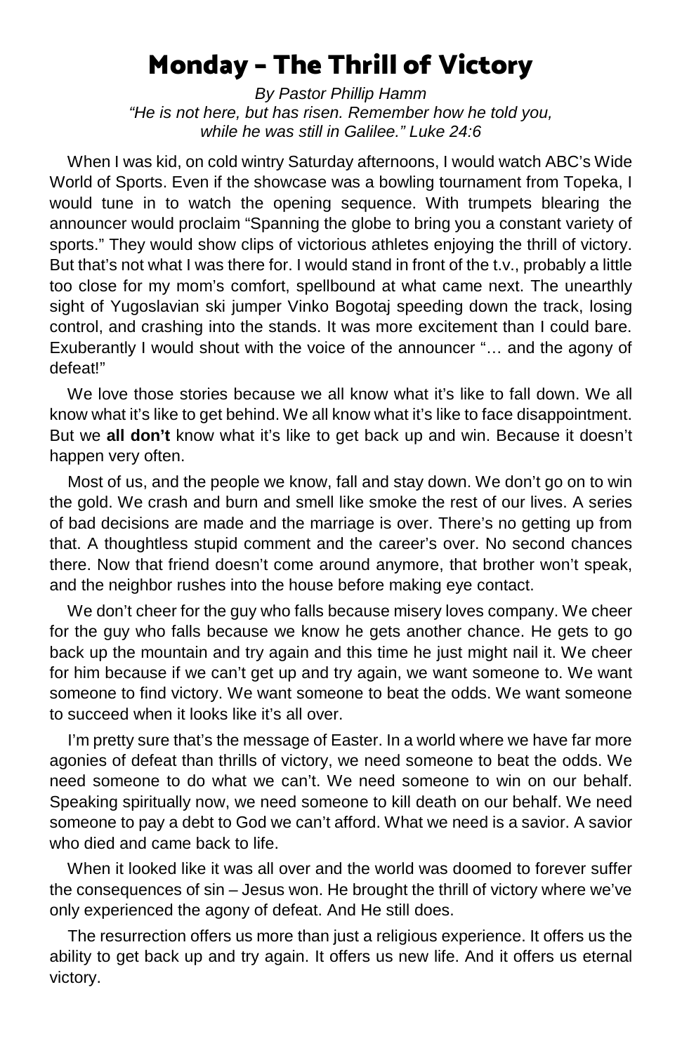# Monday – The Thrill of Victory

*By Pastor Phillip Hamm*
*"He is not here, but has risen. Remember how he told you, while he was still in Galilee." Luke 24:6*

When I was kid, on cold wintry Saturday afternoons, I would watch ABC's Wide World of Sports. Even if the showcase was a bowling tournament from Topeka, I would tune in to watch the opening sequence. With trumpets blearing the announcer would proclaim "Spanning the globe to bring you a constant variety of sports." They would show clips of victorious athletes enjoying the thrill of victory. But that's not what I was there for. I would stand in front of the t.v., probably a little too close for my mom's comfort, spellbound at what came next. The unearthly sight of Yugoslavian ski jumper Vinko Bogotaj speeding down the track, losing control, and crashing into the stands. It was more excitement than I could bare. Exuberantly I would shout with the voice of the announcer "… and the agony of defeat!"

We love those stories because we all know what it's like to fall down. We all know what it's like to get behind. We all know what it's like to face disappointment. But we **all don't** know what it's like to get back up and win. Because it doesn't happen very often.

Most of us, and the people we know, fall and stay down. We don't go on to win the gold. We crash and burn and smell like smoke the rest of our lives. A series of bad decisions are made and the marriage is over. There's no getting up from that. A thoughtless stupid comment and the career's over. No second chances there. Now that friend doesn't come around anymore, that brother won't speak, and the neighbor rushes into the house before making eye contact.

We don't cheer for the guy who falls because misery loves company. We cheer for the guy who falls because we know he gets another chance. He gets to go back up the mountain and try again and this time he just might nail it. We cheer for him because if we can't get up and try again, we want someone to. We want someone to find victory. We want someone to beat the odds. We want someone to succeed when it looks like it's all over.

I'm pretty sure that's the message of Easter. In a world where we have far more agonies of defeat than thrills of victory, we need someone to beat the odds. We need someone to do what we can't. We need someone to win on our behalf. Speaking spiritually now, we need someone to kill death on our behalf. We need someone to pay a debt to God we can't afford. What we need is a savior. A savior who died and came back to life.

When it looked like it was all over and the world was doomed to forever suffer the consequences of sin – Jesus won. He brought the thrill of victory where we've only experienced the agony of defeat. And He still does.

The resurrection offers us more than just a religious experience. It offers us the ability to get back up and try again. It offers us new life. And it offers us eternal victory.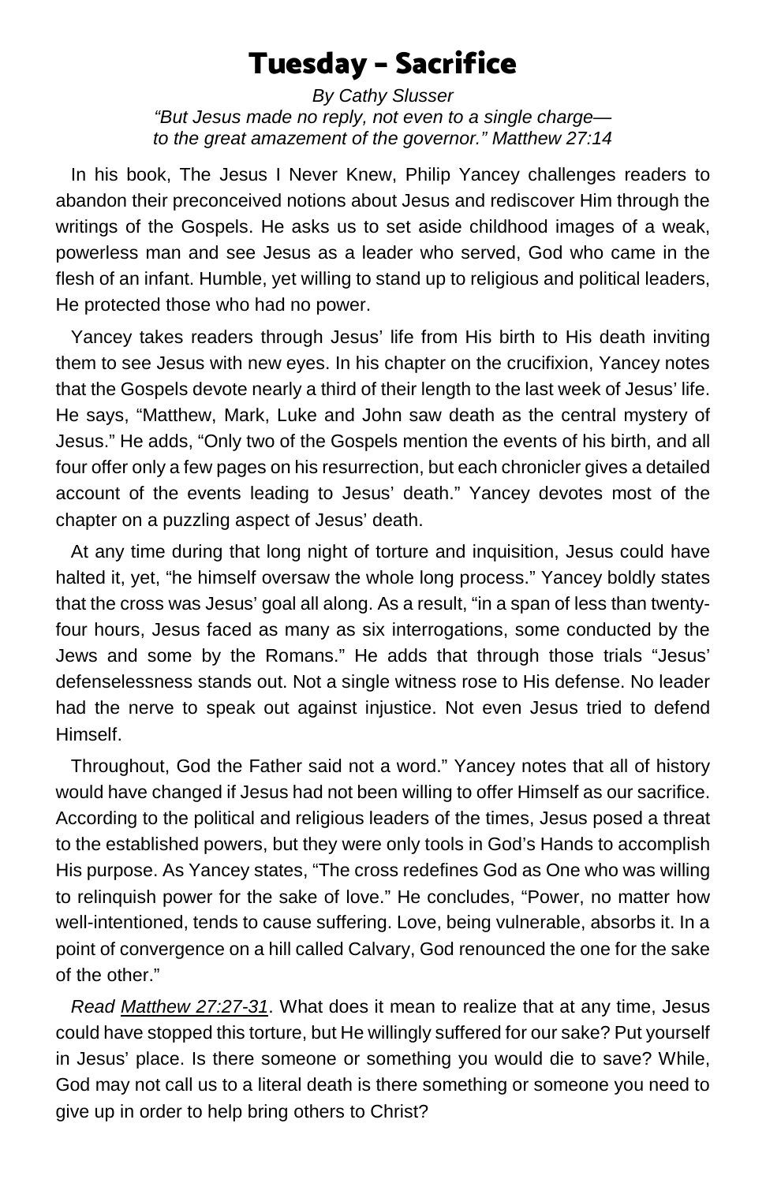# Tuesday - Sacrifice

*By Cathy Slusser*

*"But Jesus made no reply, not even to a single charge— to the great amazement of the governor." Matthew 27:14*

In his book, The Jesus I Never Knew, Philip Yancey challenges readers to abandon their preconceived notions about Jesus and rediscover Him through the writings of the Gospels. He asks us to set aside childhood images of a weak, powerless man and see Jesus as a leader who served, God who came in the flesh of an infant. Humble, yet willing to stand up to religious and political leaders, He protected those who had no power.

Yancey takes readers through Jesus' life from His birth to His death inviting them to see Jesus with new eyes. In his chapter on the crucifixion, Yancey notes that the Gospels devote nearly a third of their length to the last week of Jesus' life. He says, "Matthew, Mark, Luke and John saw death as the central mystery of Jesus." He adds, "Only two of the Gospels mention the events of his birth, and all four offer only a few pages on his resurrection, but each chronicler gives a detailed account of the events leading to Jesus' death." Yancey devotes most of the chapter on a puzzling aspect of Jesus' death.

At any time during that long night of torture and inquisition, Jesus could have halted it, yet, "he himself oversaw the whole long process." Yancey boldly states that the cross was Jesus' goal all along. As a result, "in a span of less than twenty-four hours, Jesus faced as many as six interrogations, some conducted by the Jews and some by the Romans." He adds that through those trials "Jesus' defenselessness stands out. Not a single witness rose to His defense. No leader had the nerve to speak out against injustice. Not even Jesus tried to defend Himself.

Throughout, God the Father said not a word." Yancey notes that all of history would have changed if Jesus had not been willing to offer Himself as our sacrifice. According to the political and religious leaders of the times, Jesus posed a threat to the established powers, but they were only tools in God's Hands to accomplish His purpose. As Yancey states, "The cross redefines God as One who was willing to relinquish power for the sake of love." He concludes, "Power, no matter how well-intentioned, tends to cause suffering. Love, being vulnerable, absorbs it. In a point of convergence on a hill called Calvary, God renounced the one for the sake of the other."

*Read Matthew 27:27-31*. What does it mean to realize that at any time, Jesus could have stopped this torture, but He willingly suffered for our sake? Put yourself in Jesus' place. Is there someone or something you would die to save? While, God may not call us to a literal death is there something or someone you need to give up in order to help bring others to Christ?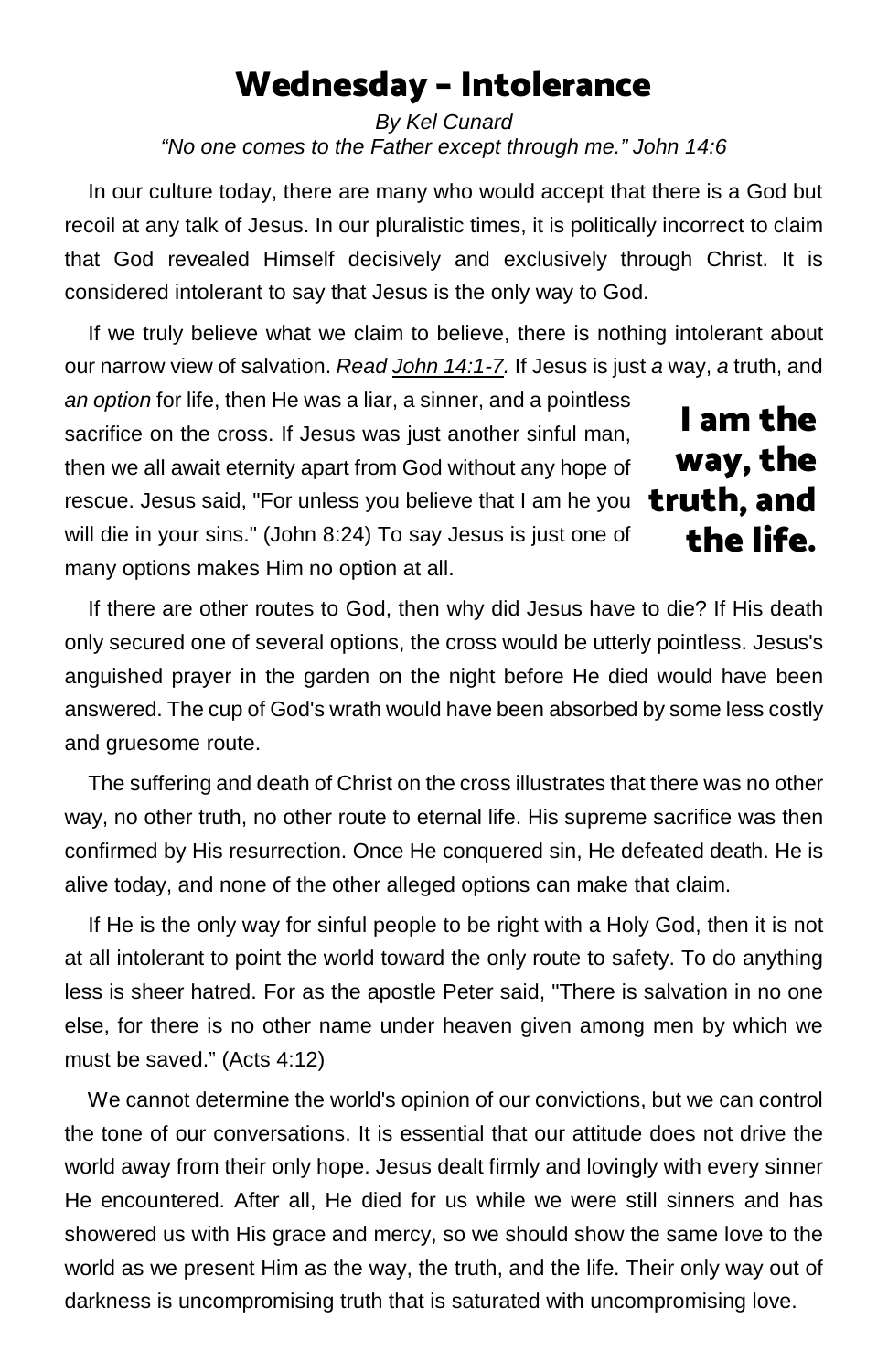# Wednesday - Intolerance

*By Kel Cunard*

*"No one comes to the Father except through me." John 14:6*

In our culture today, there are many who would accept that there is a God but recoil at any talk of Jesus. In our pluralistic times, it is politically incorrect to claim that God revealed Himself decisively and exclusively through Christ. It is considered intolerant to say that Jesus is the only way to God.

If we truly believe what we claim to believe, there is nothing intolerant about our narrow view of salvation. *Read John 14:1-7.* If Jesus is just *a* way, *a* truth, and *an option* for life, then He was a liar, a sinner, and a pointless sacrifice on the cross. If Jesus was just another sinful man, then we all await eternity apart from God without any hope of rescue. Jesus said, "For unless you believe that I am he you will die in your sins." (John 8:24) To say Jesus is just one of many options makes Him no option at all.

**I am the way, the truth, and the life.**

If there are other routes to God, then why did Jesus have to die? If His death only secured one of several options, the cross would be utterly pointless. Jesus's anguished prayer in the garden on the night before He died would have been answered. The cup of God's wrath would have been absorbed by some less costly and gruesome route.

The suffering and death of Christ on the cross illustrates that there was no other way, no other truth, no other route to eternal life. His supreme sacrifice was then confirmed by His resurrection. Once He conquered sin, He defeated death. He is alive today, and none of the other alleged options can make that claim.

If He is the only way for sinful people to be right with a Holy God, then it is not at all intolerant to point the world toward the only route to safety. To do anything less is sheer hatred. For as the apostle Peter said, "There is salvation in no one else, for there is no other name under heaven given among men by which we must be saved." (Acts 4:12)

We cannot determine the world's opinion of our convictions, but we can control the tone of our conversations. It is essential that our attitude does not drive the world away from their only hope. Jesus dealt firmly and lovingly with every sinner He encountered. After all, He died for us while we were still sinners and has showered us with His grace and mercy, so we should show the same love to the world as we present Him as the way, the truth, and the life. Their only way out of darkness is uncompromising truth that is saturated with uncompromising love.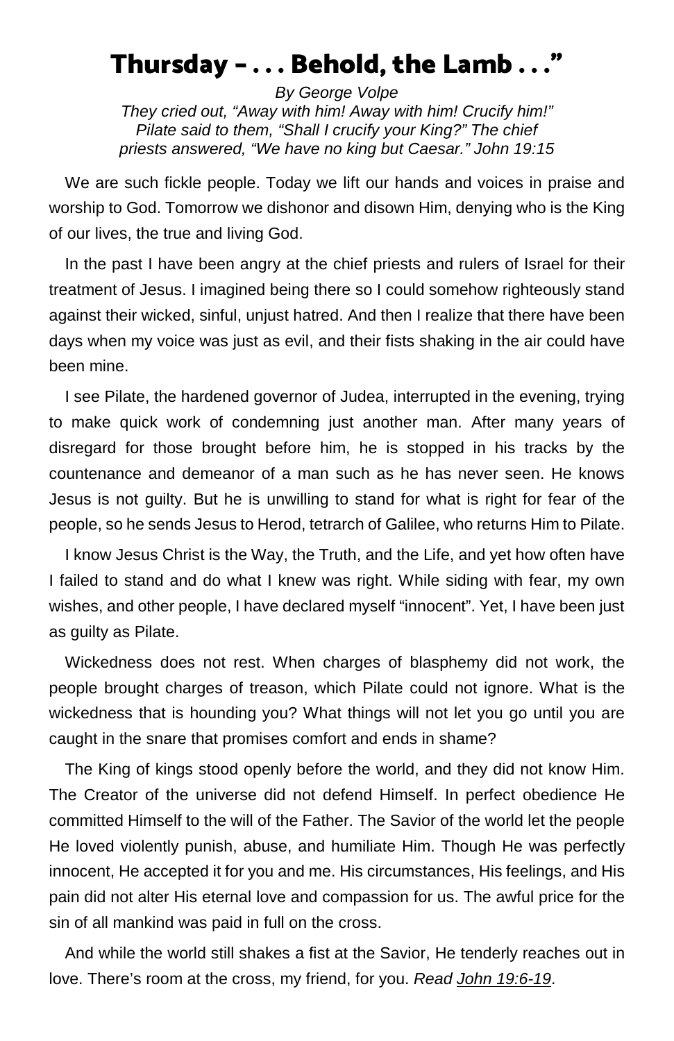# Thursday – . . . Behold, the Lamb . . ."

*By George Volpe*

*They cried out, "Away with him! Away with him! Crucify him!" Pilate said to them, "Shall I crucify your King?" The chief priests answered, "We have no king but Caesar." John 19:15*

We are such fickle people. Today we lift our hands and voices in praise and worship to God. Tomorrow we dishonor and disown Him, denying who is the King of our lives, the true and living God.

In the past I have been angry at the chief priests and rulers of Israel for their treatment of Jesus. I imagined being there so I could somehow righteously stand against their wicked, sinful, unjust hatred. And then I realize that there have been days when my voice was just as evil, and their fists shaking in the air could have been mine.

I see Pilate, the hardened governor of Judea, interrupted in the evening, trying to make quick work of condemning just another man. After many years of disregard for those brought before him, he is stopped in his tracks by the countenance and demeanor of a man such as he has never seen. He knows Jesus is not guilty. But he is unwilling to stand for what is right for fear of the people, so he sends Jesus to Herod, tetrarch of Galilee, who returns Him to Pilate.

I know Jesus Christ is the Way, the Truth, and the Life, and yet how often have I failed to stand and do what I knew was right. While siding with fear, my own wishes, and other people, I have declared myself "innocent". Yet, I have been just as guilty as Pilate.

Wickedness does not rest. When charges of blasphemy did not work, the people brought charges of treason, which Pilate could not ignore. What is the wickedness that is hounding you? What things will not let you go until you are caught in the snare that promises comfort and ends in shame?

The King of kings stood openly before the world, and they did not know Him. The Creator of the universe did not defend Himself. In perfect obedience He committed Himself to the will of the Father. The Savior of the world let the people He loved violently punish, abuse, and humiliate Him. Though He was perfectly innocent, He accepted it for you and me. His circumstances, His feelings, and His pain did not alter His eternal love and compassion for us. The awful price for the sin of all mankind was paid in full on the cross.

And while the world still shakes a fist at the Savior, He tenderly reaches out in love. There's room at the cross, my friend, for you. *Read John 19:6-19*.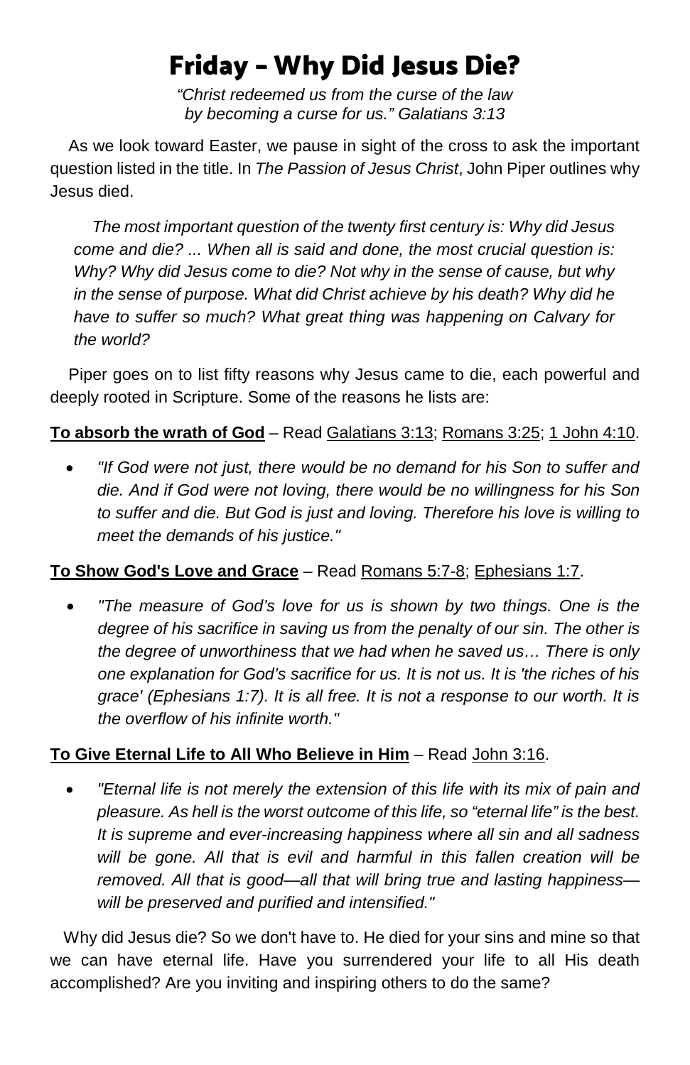# Friday – Why Did Jesus Die?

*"Christ redeemed us from the curse of the law by becoming a curse for us." Galatians 3:13*

As we look toward Easter, we pause in sight of the cross to ask the important question listed in the title. In *The Passion of Jesus Christ*, John Piper outlines why Jesus died.

> *The most important question of the twenty first century is: Why did Jesus come and die? ... When all is said and done, the most crucial question is: Why? Why did Jesus come to die? Not why in the sense of cause, but why in the sense of purpose. What did Christ achieve by his death? Why did he have to suffer so much? What great thing was happening on Calvary for the world?*

Piper goes on to list fifty reasons why Jesus came to die, each powerful and deeply rooted in Scripture. Some of the reasons he lists are:

**To absorb the wrath of God** – Read Galatians 3:13; Romans 3:25; 1 John 4:10.

- *"If God were not just, there would be no demand for his Son to suffer and die. And if God were not loving, there would be no willingness for his Son to suffer and die. But God is just and loving. Therefore his love is willing to meet the demands of his justice."*

**To Show God's Love and Grace** – Read Romans 5:7-8; Ephesians 1:7.

- *"The measure of God's love for us is shown by two things. One is the degree of his sacrifice in saving us from the penalty of our sin. The other is the degree of unworthiness that we had when he saved us… There is only one explanation for God's sacrifice for us. It is not us. It is 'the riches of his grace' (Ephesians 1:7). It is all free. It is not a response to our worth. It is the overflow of his infinite worth."*

**To Give Eternal Life to All Who Believe in Him** – Read John 3:16.

- *"Eternal life is not merely the extension of this life with its mix of pain and pleasure. As hell is the worst outcome of this life, so "eternal life" is the best. It is supreme and ever-increasing happiness where all sin and all sadness will be gone. All that is evil and harmful in this fallen creation will be removed. All that is good—all that will bring true and lasting happiness—will be preserved and purified and intensified."*

Why did Jesus die? So we don't have to. He died for your sins and mine so that we can have eternal life. Have you surrendered your life to all His death accomplished? Are you inviting and inspiring others to do the same?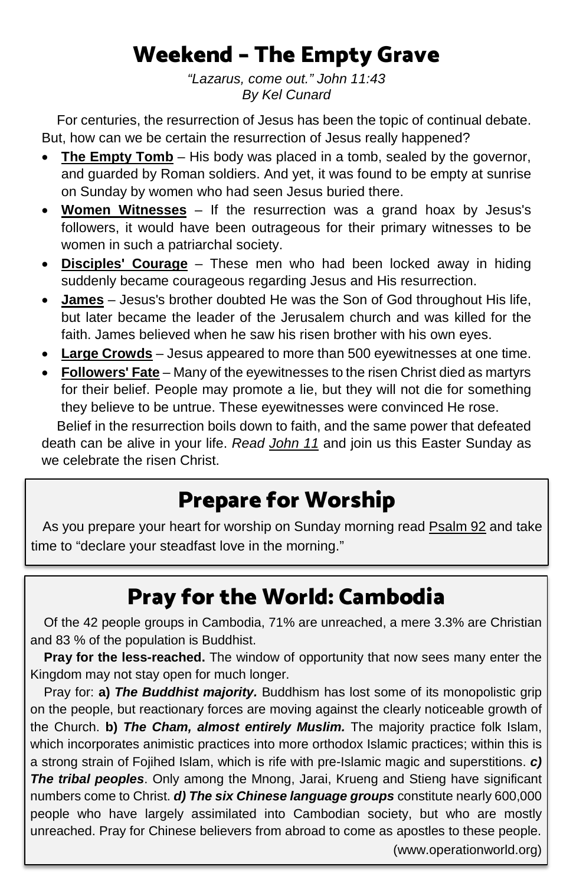# Weekend - The Empty Grave

*"Lazarus, come out." John 11:43*
*By Kel Cunard*

For centuries, the resurrection of Jesus has been the topic of continual debate. But, how can we be certain the resurrection of Jesus really happened?

- **The Empty Tomb** – His body was placed in a tomb, sealed by the governor, and guarded by Roman soldiers. And yet, it was found to be empty at sunrise on Sunday by women who had seen Jesus buried there.
- **Women Witnesses** – If the resurrection was a grand hoax by Jesus's followers, it would have been outrageous for their primary witnesses to be women in such a patriarchal society.
- **Disciples' Courage** – These men who had been locked away in hiding suddenly became courageous regarding Jesus and His resurrection.
- **James** – Jesus's brother doubted He was the Son of God throughout His life, but later became the leader of the Jerusalem church and was killed for the faith. James believed when he saw his risen brother with his own eyes.
- **Large Crowds** – Jesus appeared to more than 500 eyewitnesses at one time.
- **Followers' Fate** – Many of the eyewitnesses to the risen Christ died as martyrs for their belief. People may promote a lie, but they will not die for something they believe to be untrue. These eyewitnesses were convinced He rose.

Belief in the resurrection boils down to faith, and the same power that defeated death can be alive in your life. *Read John 11* and join us this Easter Sunday as we celebrate the risen Christ.

## Prepare for Worship

As you prepare your heart for worship on Sunday morning read Psalm 92 and take time to "declare your steadfast love in the morning."

## Pray for the World: Cambodia

Of the 42 people groups in Cambodia, 71% are unreached, a mere 3.3% are Christian and 83 % of the population is Buddhist.

**Pray for the less-reached.** The window of opportunity that now sees many enter the Kingdom may not stay open for much longer.

Pray for: **a)** ***The Buddhist majority.*** Buddhism has lost some of its monopolistic grip on the people, but reactionary forces are moving against the clearly noticeable growth of the Church. **b)** ***The Cham, almost entirely Muslim.*** The majority practice folk Islam, which incorporates animistic practices into more orthodox Islamic practices; within this is a strong strain of Fojihed Islam, which is rife with pre-Islamic magic and superstitions. ***c) The tribal peoples***. Only among the Mnong, Jarai, Krueng and Stieng have significant numbers come to Christ. ***d) The six Chinese language groups*** constitute nearly 600,000 people who have largely assimilated into Cambodian society, but who are mostly unreached. Pray for Chinese believers from abroad to come as apostles to these people.

(www.operationworld.org)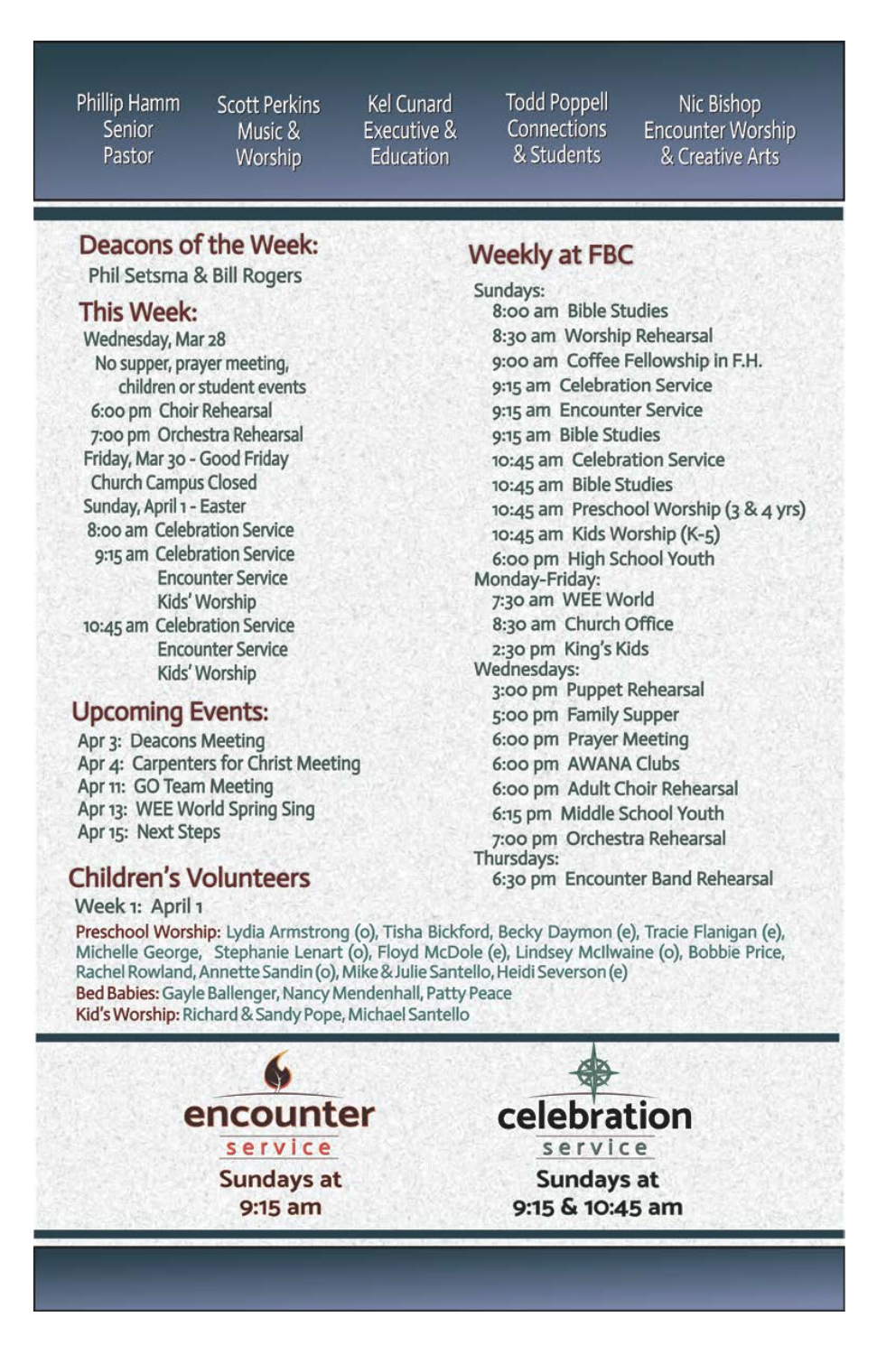Phillip Hamm
Senior Pastor

Scott Perkins
Music & Worship

Kel Cunard
Executive & Education

Todd Poppell
Connections & Students

Nic Bishop
Encounter Worship & Creative Arts

## Deacons of the Week:

Phil Setsma & Bill Rogers

## This Week:

Wednesday, Mar 28

No supper, prayer meeting, children or student events

6:00 pm Choir Rehearsal

7:00 pm Orchestra Rehearsal

Friday, Mar 30 - Good Friday

Church Campus Closed

Sunday, April 1 - Easter

8:00 am Celebration Service

9:15 am Celebration Service
Encounter Service
Kids' Worship

10:45 am Celebration Service
Encounter Service
Kids' Worship

## Upcoming Events:

Apr 3: Deacons Meeting

Apr 4: Carpenters for Christ Meeting

Apr 11: GO Team Meeting

Apr 13: WEE World Spring Sing

Apr 15: Next Steps

## Weekly at FBC

Sundays:

- 8:00 am Bible Studies
- 8:30 am Worship Rehearsal
- 9:00 am Coffee Fellowship in F.H.
- 9:15 am Celebration Service
- 9:15 am Encounter Service
- 9:15 am Bible Studies
- 10:45 am Celebration Service
- 10:45 am Bible Studies
- 10:45 am Preschool Worship (3 & 4 yrs)
- 10:45 am Kids Worship (K-5)
- 6:00 pm High School Youth

Monday-Friday:

- 7:30 am WEE World
- 8:30 am Church Office
- 2:30 pm King's Kids

Wednesdays:

- 3:00 pm Puppet Rehearsal
- 5:00 pm Family Supper
- 6:00 pm Prayer Meeting
- 6:00 pm AWANA Clubs
- 6:00 pm Adult Choir Rehearsal
- 6:15 pm Middle School Youth
- 7:00 pm Orchestra Rehearsal

Thursdays:

- 6:30 pm Encounter Band Rehearsal

## Children's Volunteers

Week 1: April 1

**Preschool Worship:** Lydia Armstrong (o), Tisha Bickford, Becky Daymon (e), Tracie Flanigan (e), Michelle George, Stephanie Lenart (o), Floyd McDole (e), Lindsey McIlwaine (o), Bobbie Price, Rachel Rowland, Annette Sandin (o), Mike & Julie Santello, Heidi Severson (e)

**Bed Babies:** Gayle Ballenger, Nancy Mendenhall, Patty Peace

**Kid's Worship:** Richard & Sandy Pope, Michael Santello

**encounter service**
Sundays at 9:15 am

**celebration service**
Sundays at 9:15 & 10:45 am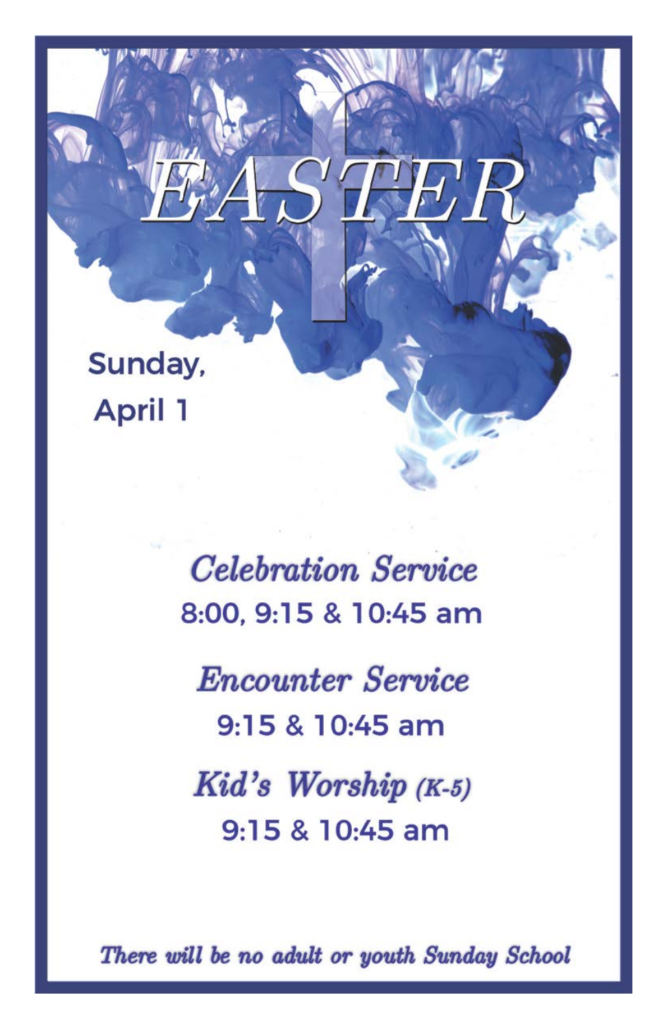# EASTER

Sunday,
April 1

## *Celebration Service*

8:00, 9:15 & 10:45 am

## *Encounter Service*

9:15 & 10:45 am

## *Kid's Worship (K-5)*

9:15 & 10:45 am

*There will be no adult or youth Sunday School*